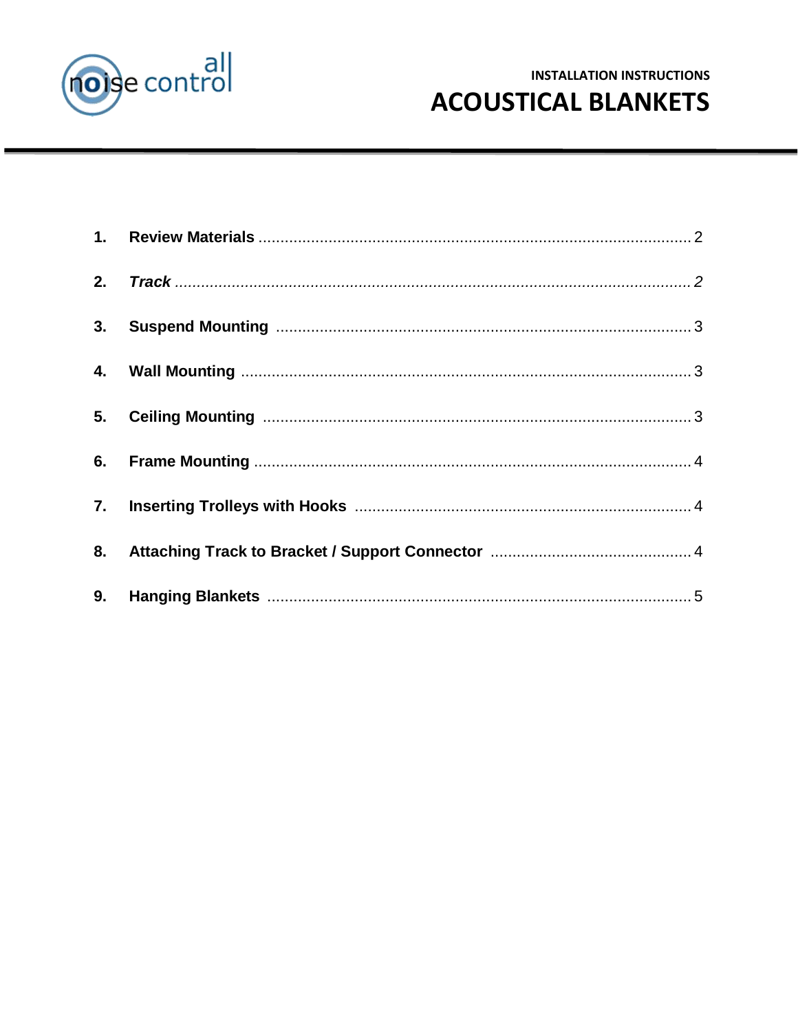all noise control

INSTALLATION INSTRUCTIONS

# ACOUSTICAL BLANKETS

1. **Review Materials** .......... 2
2. ***Track*** .......... *2*
3. **Suspend Mounting** .......... 3
4. **Wall Mounting** .......... 3
5. **Ceiling Mounting** .......... 3
6. **Frame Mounting** .......... 4
7. **Inserting Trolleys with Hooks** .......... 4
8. **Attaching Track to Bracket / Support Connector** .......... 4
9. **Hanging Blankets** .......... 5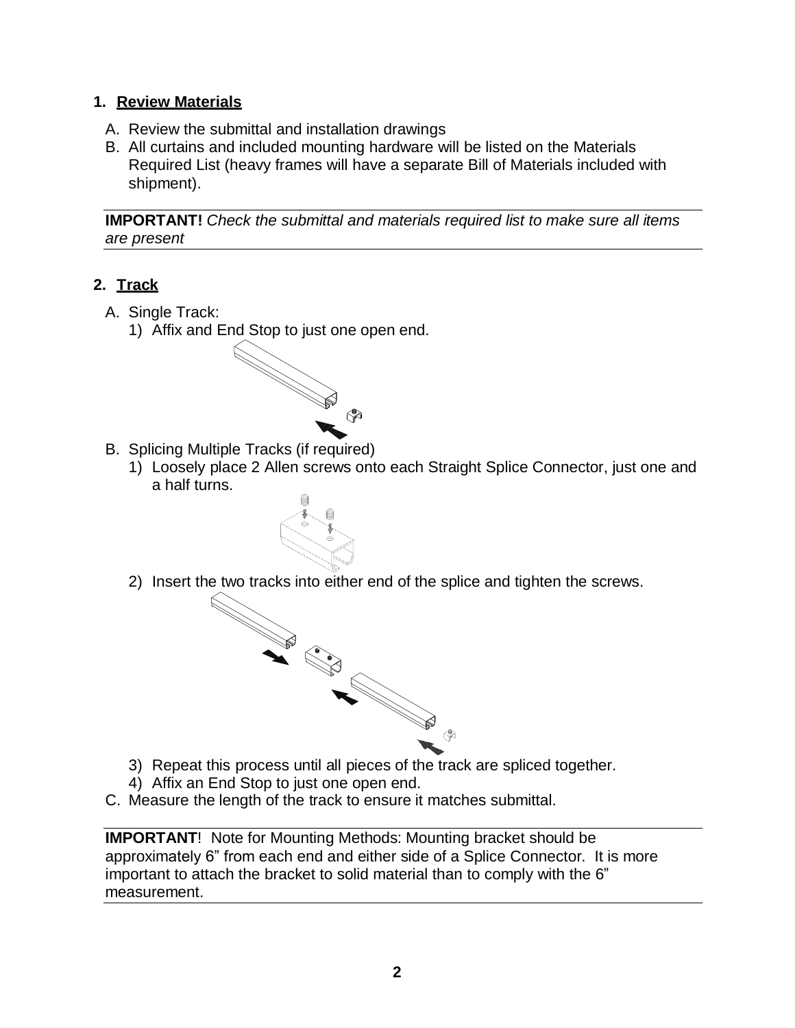## 1. Review Materials

A. Review the submittal and installation drawings

B. All curtains and included mounting hardware will be listed on the Materials Required List (heavy frames will have a separate Bill of Materials included with shipment).

**IMPORTANT!** *Check the submittal and materials required list to make sure all items are present*

## 2. Track

A. Single Track:

1) Affix and End Stop to just one open end.

B. Splicing Multiple Tracks (if required)

1) Loosely place 2 Allen screws onto each Straight Splice Connector, just one and a half turns.

2) Insert the two tracks into either end of the splice and tighten the screws.

3) Repeat this process until all pieces of the track are spliced together.

4) Affix an End Stop to just one open end.

C. Measure the length of the track to ensure it matches submittal.

**IMPORTANT**! Note for Mounting Methods: Mounting bracket should be approximately 6" from each end and either side of a Splice Connector. It is more important to attach the bracket to solid material than to comply with the 6" measurement.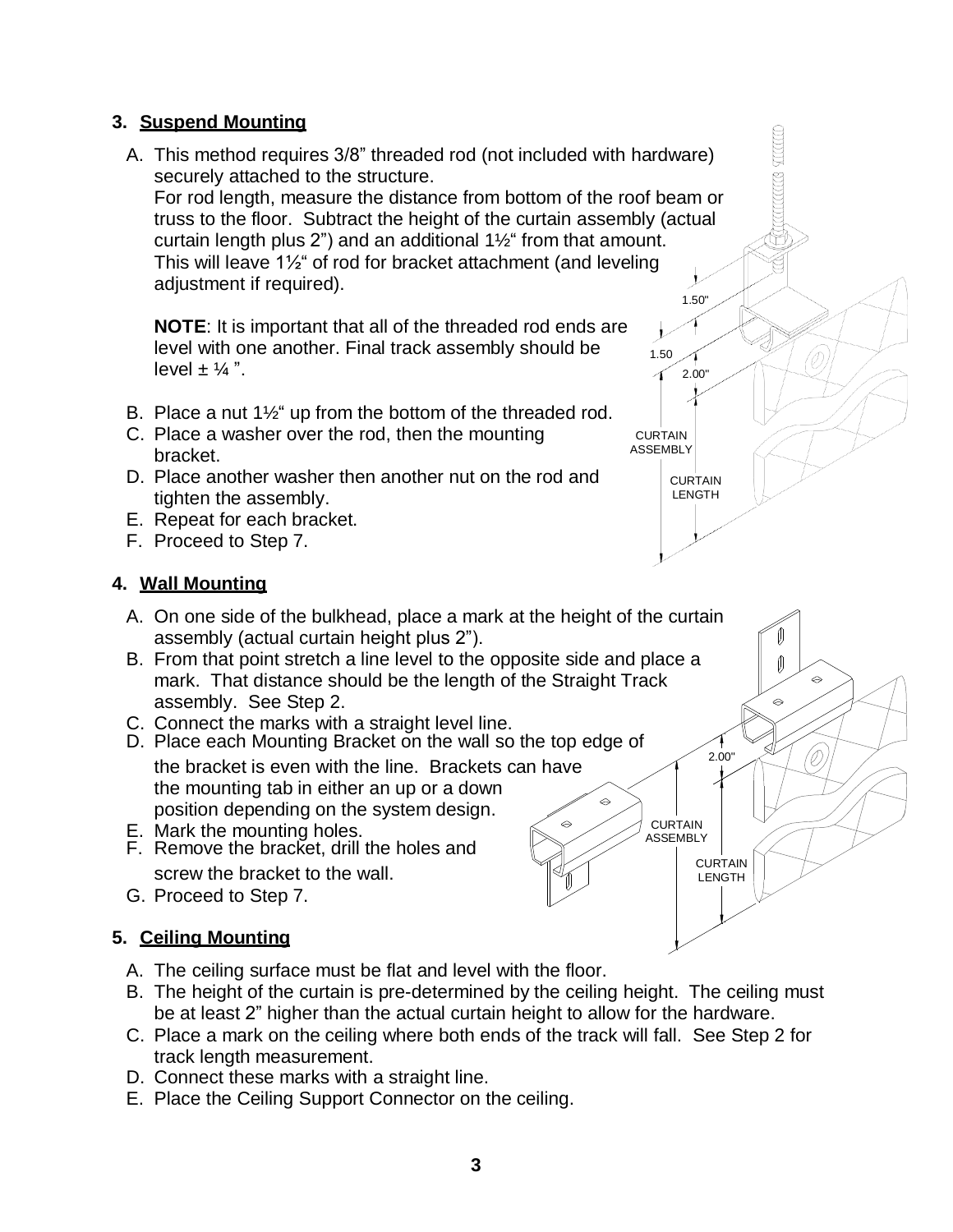### 3. Suspend Mounting

A. This method requires 3/8" threaded rod (not included with hardware) securely attached to the structure.
   For rod length, measure the distance from bottom of the roof beam or truss to the floor. Subtract the height of the curtain assembly (actual curtain length plus 2") and an additional 1½" from that amount. This will leave 1½" of rod for bracket attachment (and leveling adjustment if required).

   **NOTE**: It is important that all of the threaded rod ends are level with one another. Final track assembly should be level ± ¼ ".

B. Place a nut 1½" up from the bottom of the threaded rod.
C. Place a washer over the rod, then the mounting bracket.
D. Place another washer then another nut on the rod and tighten the assembly.
E. Repeat for each bracket.
F. Proceed to Step 7.

### 4. Wall Mounting

A. On one side of the bulkhead, place a mark at the height of the curtain assembly (actual curtain height plus 2").
B. From that point stretch a line level to the opposite side and place a mark. That distance should be the length of the Straight Track assembly. See Step 2.
C. Connect the marks with a straight level line.
D. Place each Mounting Bracket on the wall so the top edge of the bracket is even with the line. Brackets can have the mounting tab in either an up or a down position depending on the system design.
E. Mark the mounting holes.
F. Remove the bracket, drill the holes and screw the bracket to the wall.
G. Proceed to Step 7.

### 5. Ceiling Mounting

A. The ceiling surface must be flat and level with the floor.
B. The height of the curtain is pre-determined by the ceiling height. The ceiling must be at least 2" higher than the actual curtain height to allow for the hardware.
C. Place a mark on the ceiling where both ends of the track will fall. See Step 2 for track length measurement.
D. Connect these marks with a straight line.
E. Place the Ceiling Support Connector on the ceiling.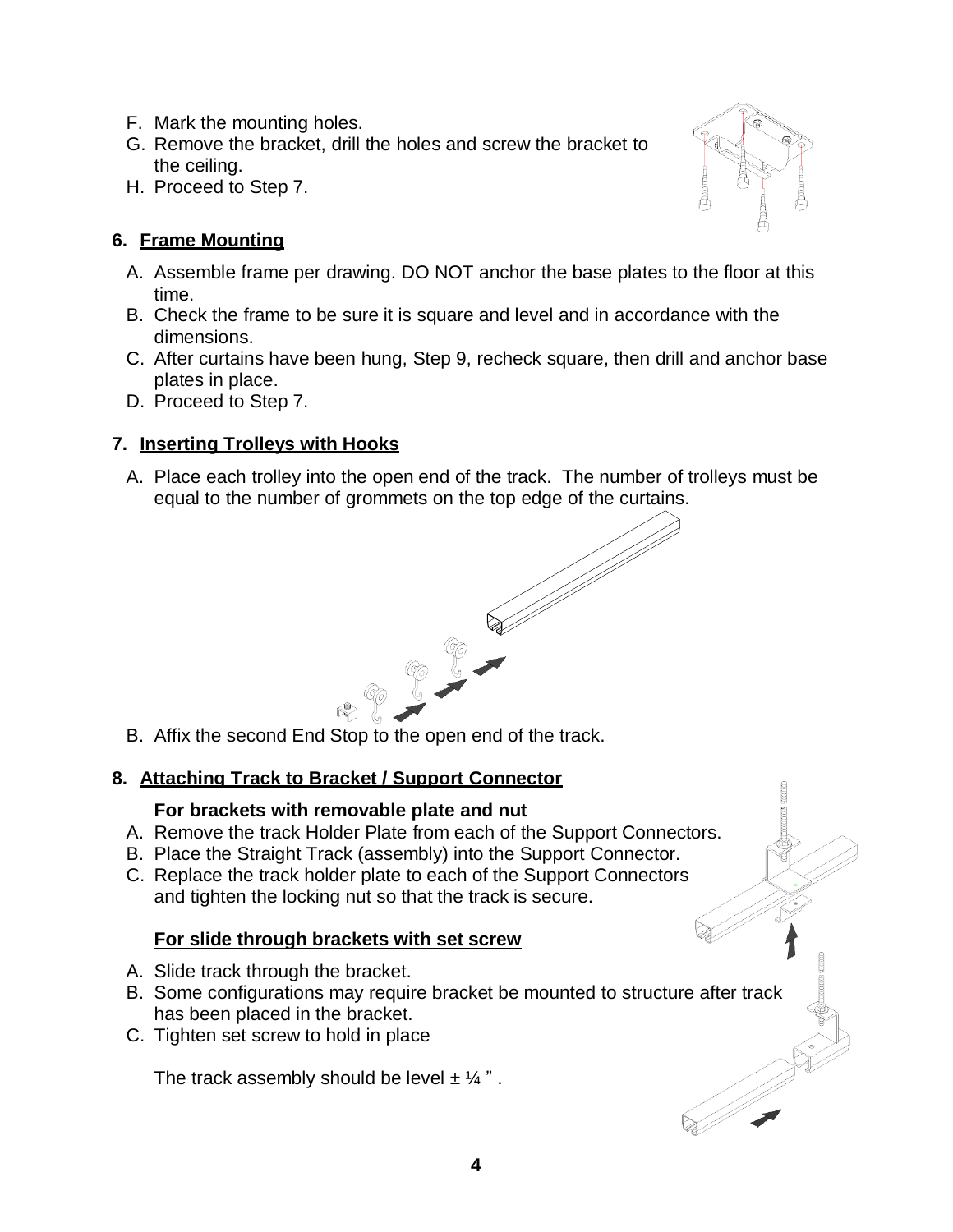F. Mark the mounting holes.
G. Remove the bracket, drill the holes and screw the bracket to the ceiling.
H. Proceed to Step 7.

## 6. Frame Mounting

A. Assemble frame per drawing. DO NOT anchor the base plates to the floor at this time.
B. Check the frame to be sure it is square and level and in accordance with the dimensions.
C. After curtains have been hung, Step 9, recheck square, then drill and anchor base plates in place.
D. Proceed to Step 7.

## 7. Inserting Trolleys with Hooks

A. Place each trolley into the open end of the track. The number of trolleys must be equal to the number of grommets on the top edge of the curtains.
B. Affix the second End Stop to the open end of the track.

## 8. Attaching Track to Bracket / Support Connector

**For brackets with removable plate and nut**

A. Remove the track Holder Plate from each of the Support Connectors.
B. Place the Straight Track (assembly) into the Support Connector.
C. Replace the track holder plate to each of the Support Connectors and tighten the locking nut so that the track is secure.

**For slide through brackets with set screw**

A. Slide track through the bracket.
B. Some configurations may require bracket be mounted to structure after track has been placed in the bracket.
C. Tighten set screw to hold in place

The track assembly should be level ± ¼ ” .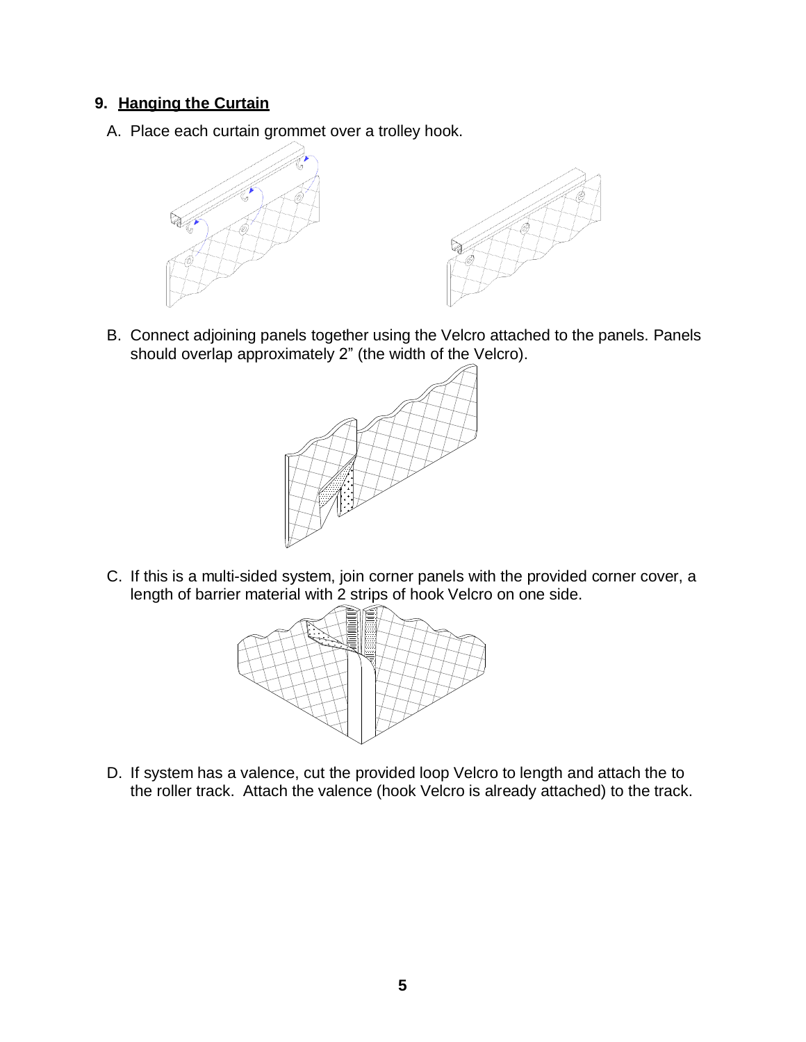## 9. Hanging the Curtain

A. Place each curtain grommet over a trolley hook.

B. Connect adjoining panels together using the Velcro attached to the panels. Panels should overlap approximately 2" (the width of the Velcro).

C. If this is a multi-sided system, join corner panels with the provided corner cover, a length of barrier material with 2 strips of hook Velcro on one side.

D. If system has a valence, cut the provided loop Velcro to length and attach the to the roller track. Attach the valence (hook Velcro is already attached) to the track.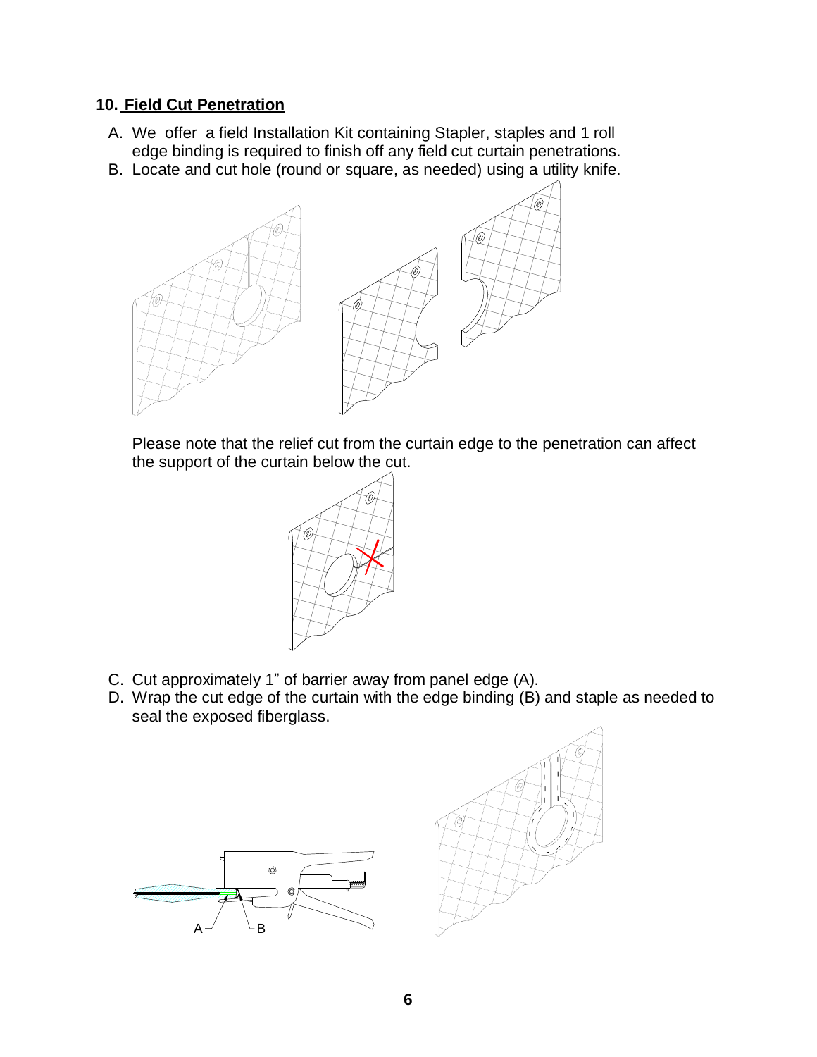## 10. Field Cut Penetration

A. We offer a field Installation Kit containing Stapler, staples and 1 roll edge binding is required to finish off any field cut curtain penetrations.

B. Locate and cut hole (round or square, as needed) using a utility knife.

Please note that the relief cut from the curtain edge to the penetration can affect the support of the curtain below the cut.

C. Cut approximately 1" of barrier away from panel edge (A).

D. Wrap the cut edge of the curtain with the edge binding (B) and staple as needed to seal the exposed fiberglass.

A
B